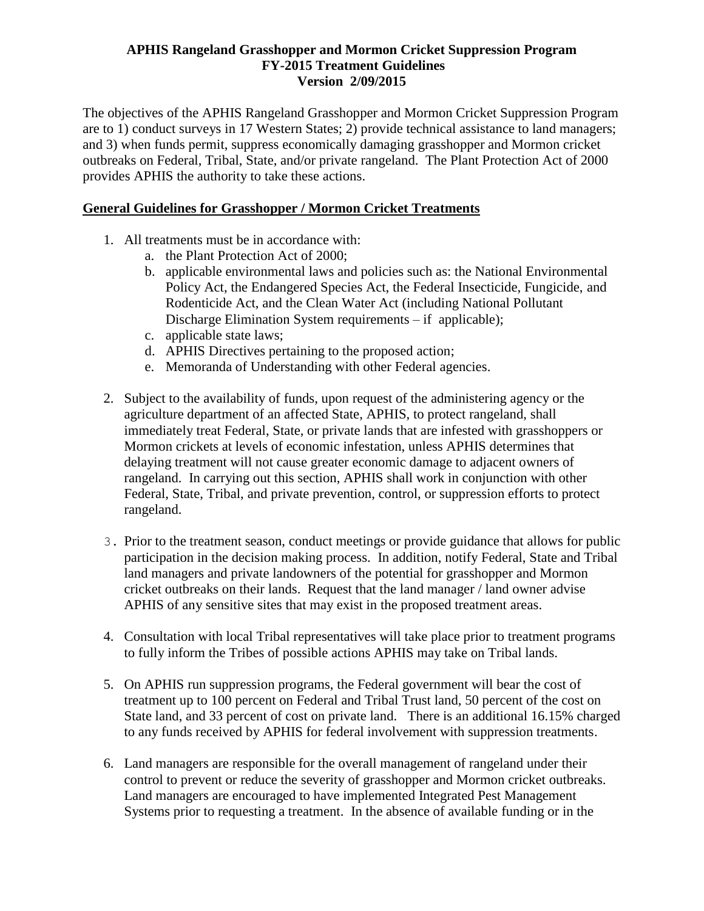**APHIS Rangeland Grasshopper and Mormon Cricket Suppression Program**
**FY-2015 Treatment Guidelines**
**Version 2/09/2015**

The objectives of the APHIS Rangeland Grasshopper and Mormon Cricket Suppression Program are to 1) conduct surveys in 17 Western States; 2) provide technical assistance to land managers; and 3) when funds permit, suppress economically damaging grasshopper and Mormon cricket outbreaks on Federal, Tribal, State, and/or private rangeland. The Plant Protection Act of 2000 provides APHIS the authority to take these actions.

## General Guidelines for Grasshopper / Mormon Cricket Treatments

1. All treatments must be in accordance with:
   a. the Plant Protection Act of 2000;
   b. applicable environmental laws and policies such as: the National Environmental Policy Act, the Endangered Species Act, the Federal Insecticide, Fungicide, and Rodenticide Act, and the Clean Water Act (including National Pollutant Discharge Elimination System requirements – if applicable);
   c. applicable state laws;
   d. APHIS Directives pertaining to the proposed action;
   e. Memoranda of Understanding with other Federal agencies.

2. Subject to the availability of funds, upon request of the administering agency or the agriculture department of an affected State, APHIS, to protect rangeland, shall immediately treat Federal, State, or private lands that are infested with grasshoppers or Mormon crickets at levels of economic infestation, unless APHIS determines that delaying treatment will not cause greater economic damage to adjacent owners of rangeland. In carrying out this section, APHIS shall work in conjunction with other Federal, State, Tribal, and private prevention, control, or suppression efforts to protect rangeland.

3. Prior to the treatment season, conduct meetings or provide guidance that allows for public participation in the decision making process. In addition, notify Federal, State and Tribal land managers and private landowners of the potential for grasshopper and Mormon cricket outbreaks on their lands. Request that the land manager / land owner advise APHIS of any sensitive sites that may exist in the proposed treatment areas.

4. Consultation with local Tribal representatives will take place prior to treatment programs to fully inform the Tribes of possible actions APHIS may take on Tribal lands.

5. On APHIS run suppression programs, the Federal government will bear the cost of treatment up to 100 percent on Federal and Tribal Trust land, 50 percent of the cost on State land, and 33 percent of cost on private land. There is an additional 16.15% charged to any funds received by APHIS for federal involvement with suppression treatments.

6. Land managers are responsible for the overall management of rangeland under their control to prevent or reduce the severity of grasshopper and Mormon cricket outbreaks. Land managers are encouraged to have implemented Integrated Pest Management Systems prior to requesting a treatment. In the absence of available funding or in the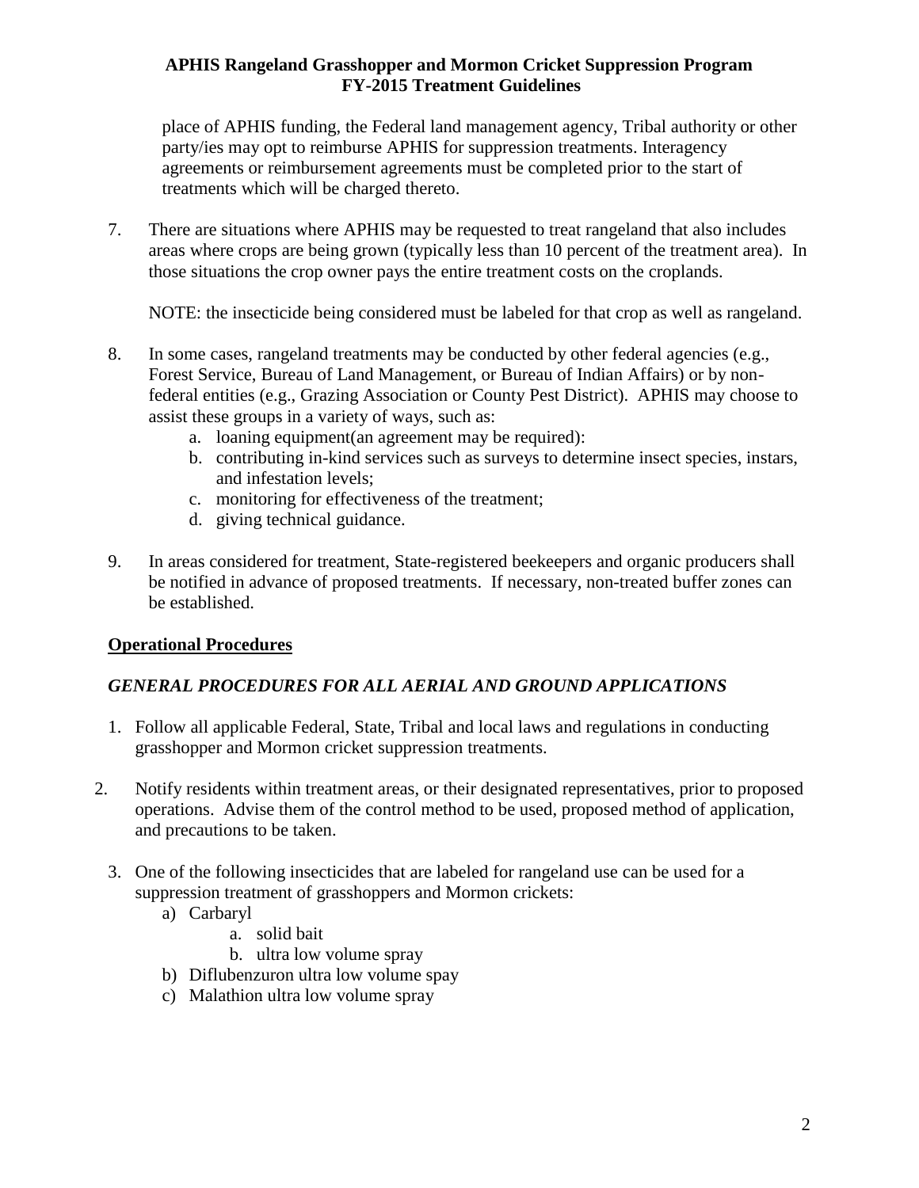place of APHIS funding, the Federal land management agency, Tribal authority or other party/ies may opt to reimburse APHIS for suppression treatments. Interagency agreements or reimbursement agreements must be completed prior to the start of treatments which will be charged thereto.

7. There are situations where APHIS may be requested to treat rangeland that also includes areas where crops are being grown (typically less than 10 percent of the treatment area). In those situations the crop owner pays the entire treatment costs on the croplands.

   NOTE: the insecticide being considered must be labeled for that crop as well as rangeland.

8. In some cases, rangeland treatments may be conducted by other federal agencies (e.g., Forest Service, Bureau of Land Management, or Bureau of Indian Affairs) or by non-federal entities (e.g., Grazing Association or County Pest District). APHIS may choose to assist these groups in a variety of ways, such as:
   a. loaning equipment(an agreement may be required):
   b. contributing in-kind services such as surveys to determine insect species, instars, and infestation levels;
   c. monitoring for effectiveness of the treatment;
   d. giving technical guidance.

9. In areas considered for treatment, State-registered beekeepers and organic producers shall be notified in advance of proposed treatments. If necessary, non-treated buffer zones can be established.

## Operational Procedures

### *GENERAL PROCEDURES FOR ALL AERIAL AND GROUND APPLICATIONS*

1. Follow all applicable Federal, State, Tribal and local laws and regulations in conducting grasshopper and Mormon cricket suppression treatments.

2. Notify residents within treatment areas, or their designated representatives, prior to proposed operations. Advise them of the control method to be used, proposed method of application, and precautions to be taken.

3. One of the following insecticides that are labeled for rangeland use can be used for a suppression treatment of grasshoppers and Mormon crickets:
   a) Carbaryl
      a. solid bait
      b. ultra low volume spray
   b) Diflubenzuron ultra low volume spay
   c) Malathion ultra low volume spray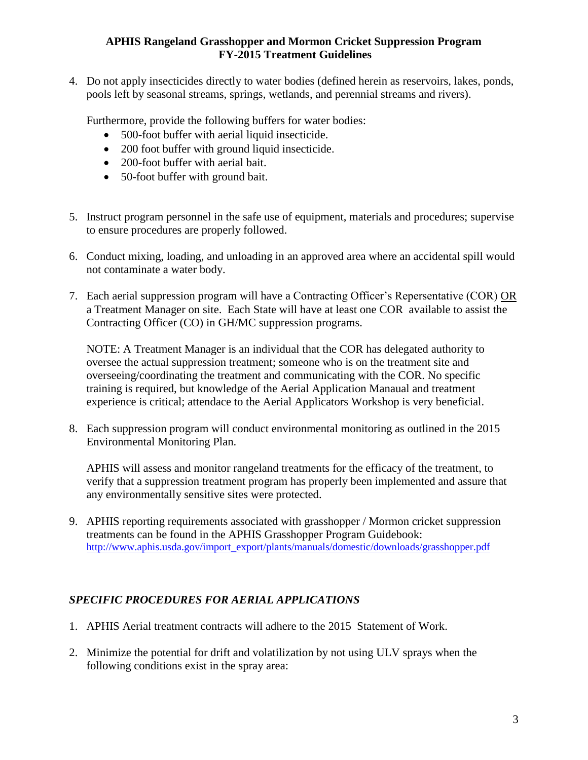4. Do not apply insecticides directly to water bodies (defined herein as reservoirs, lakes, ponds, pools left by seasonal streams, springs, wetlands, and perennial streams and rivers).

   Furthermore, provide the following buffers for water bodies:

   - 500-foot buffer with aerial liquid insecticide.
   - 200 foot buffer with ground liquid insecticide.
   - 200-foot buffer with aerial bait.
   - 50-foot buffer with ground bait.

5. Instruct program personnel in the safe use of equipment, materials and procedures; supervise to ensure procedures are properly followed.

6. Conduct mixing, loading, and unloading in an approved area where an accidental spill would not contaminate a water body.

7. Each aerial suppression program will have a Contracting Officer's Repersentative (COR) OR a Treatment Manager on site. Each State will have at least one COR available to assist the Contracting Officer (CO) in GH/MC suppression programs.

   NOTE: A Treatment Manager is an individual that the COR has delegated authority to oversee the actual suppression treatment; someone who is on the treatment site and overseeing/coordinating the treatment and communicating with the COR. No specific training is required, but knowledge of the Aerial Application Manaual and treatment experience is critical; attendace to the Aerial Applicators Workshop is very beneficial.

8. Each suppression program will conduct environmental monitoring as outlined in the 2015 Environmental Monitoring Plan.

   APHIS will assess and monitor rangeland treatments for the efficacy of the treatment, to verify that a suppression treatment program has properly been implemented and assure that any environmentally sensitive sites were protected.

9. APHIS reporting requirements associated with grasshopper / Mormon cricket suppression treatments can be found in the APHIS Grasshopper Program Guidebook: http://www.aphis.usda.gov/import_export/plants/manuals/domestic/downloads/grasshopper.pdf

## *SPECIFIC PROCEDURES FOR AERIAL APPLICATIONS*

1. APHIS Aerial treatment contracts will adhere to the 2015 Statement of Work.

2. Minimize the potential for drift and volatilization by not using ULV sprays when the following conditions exist in the spray area: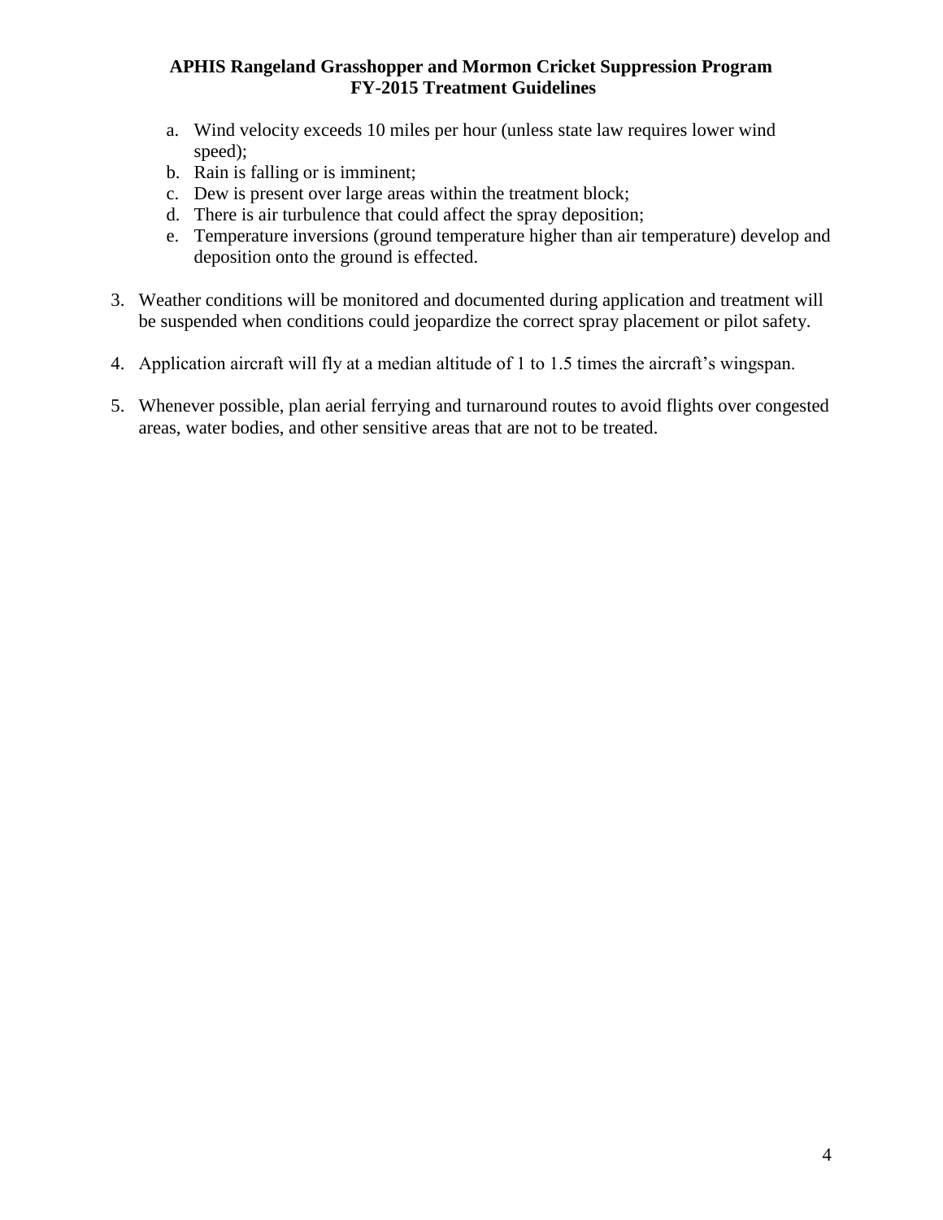a. Wind velocity exceeds 10 miles per hour (unless state law requires lower wind speed);
b. Rain is falling or is imminent;
c. Dew is present over large areas within the treatment block;
d. There is air turbulence that could affect the spray deposition;
e. Temperature inversions (ground temperature higher than air temperature) develop and deposition onto the ground is effected.

3. Weather conditions will be monitored and documented during application and treatment will be suspended when conditions could jeopardize the correct spray placement or pilot safety.

4. Application aircraft will fly at a median altitude of 1 to 1.5 times the aircraft's wingspan.

5. Whenever possible, plan aerial ferrying and turnaround routes to avoid flights over congested areas, water bodies, and other sensitive areas that are not to be treated.